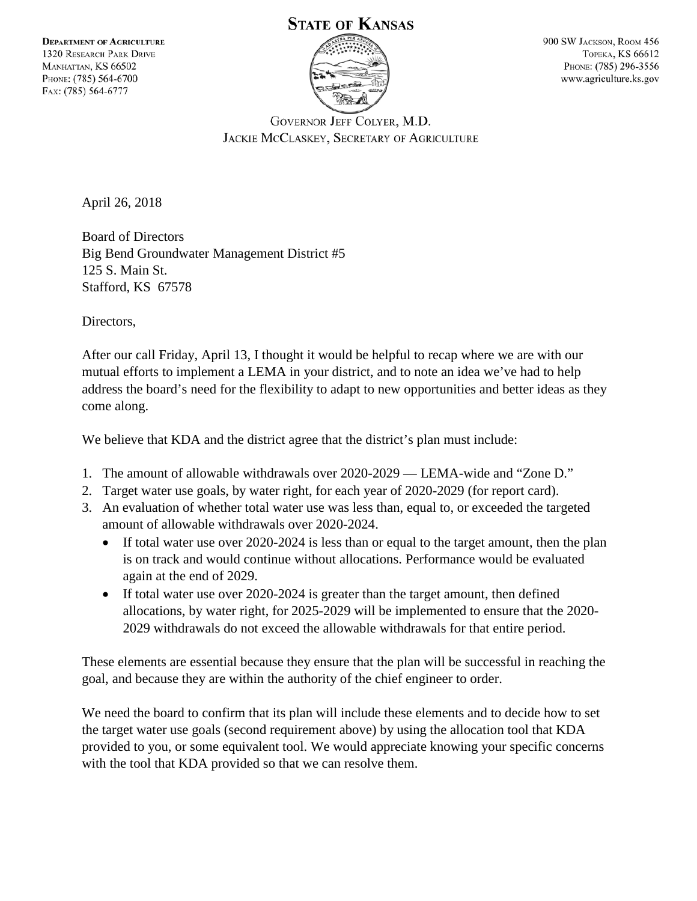**STATE OF KANSAS**

**DEPARTMENT OF AGRICULTURE**
1320 RESEARCH PARK DRIVE
MANHATTAN, KS 66502
PHONE: (785) 564-6700
FAX: (785) 564-6777

900 SW JACKSON, ROOM 456
TOPEKA, KS 66612
PHONE: (785) 296-3556
www.agriculture.ks.gov

GOVERNOR JEFF COLYER, M.D.
JACKIE MCCLASKEY, SECRETARY OF AGRICULTURE

April 26, 2018

Board of Directors
Big Bend Groundwater Management District #5
125 S. Main St.
Stafford, KS 67578

Directors,

After our call Friday, April 13, I thought it would be helpful to recap where we are with our mutual efforts to implement a LEMA in your district, and to note an idea we've had to help address the board's need for the flexibility to adapt to new opportunities and better ideas as they come along.

We believe that KDA and the district agree that the district's plan must include:

1. The amount of allowable withdrawals over 2020-2029 — LEMA-wide and "Zone D."
2. Target water use goals, by water right, for each year of 2020-2029 (for report card).
3. An evaluation of whether total water use was less than, equal to, or exceeded the targeted amount of allowable withdrawals over 2020-2024.
   - If total water use over 2020-2024 is less than or equal to the target amount, then the plan is on track and would continue without allocations. Performance would be evaluated again at the end of 2029.
   - If total water use over 2020-2024 is greater than the target amount, then defined allocations, by water right, for 2025-2029 will be implemented to ensure that the 2020-2029 withdrawals do not exceed the allowable withdrawals for that entire period.

These elements are essential because they ensure that the plan will be successful in reaching the goal, and because they are within the authority of the chief engineer to order.

We need the board to confirm that its plan will include these elements and to decide how to set the target water use goals (second requirement above) by using the allocation tool that KDA provided to you, or some equivalent tool. We would appreciate knowing your specific concerns with the tool that KDA provided so that we can resolve them.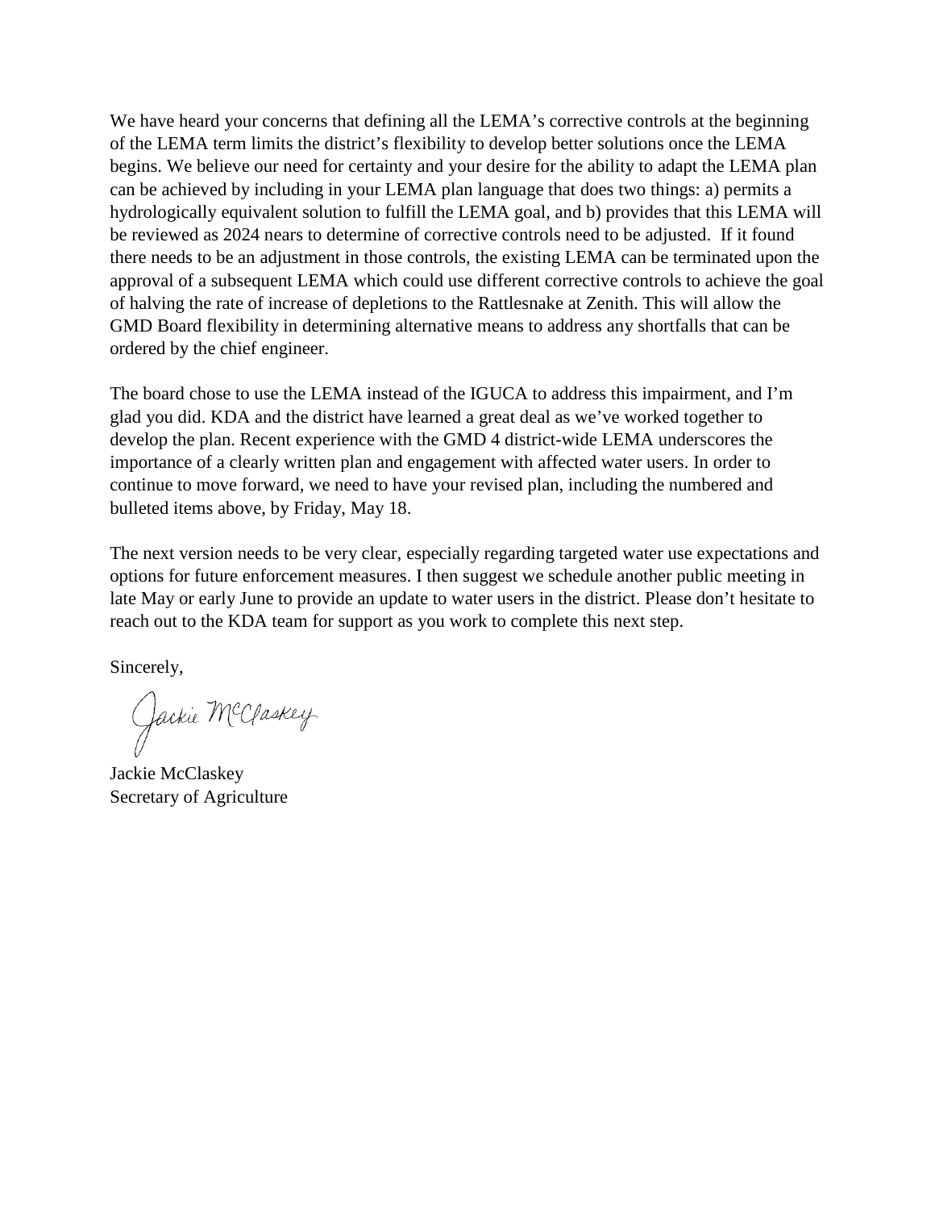We have heard your concerns that defining all the LEMA's corrective controls at the beginning of the LEMA term limits the district's flexibility to develop better solutions once the LEMA begins. We believe our need for certainty and your desire for the ability to adapt the LEMA plan can be achieved by including in your LEMA plan language that does two things: a) permits a hydrologically equivalent solution to fulfill the LEMA goal, and b) provides that this LEMA will be reviewed as 2024 nears to determine of corrective controls need to be adjusted.  If it found there needs to be an adjustment in those controls, the existing LEMA can be terminated upon the approval of a subsequent LEMA which could use different corrective controls to achieve the goal of halving the rate of increase of depletions to the Rattlesnake at Zenith. This will allow the GMD Board flexibility in determining alternative means to address any shortfalls that can be ordered by the chief engineer.

The board chose to use the LEMA instead of the IGUCA to address this impairment, and I'm glad you did. KDA and the district have learned a great deal as we've worked together to develop the plan. Recent experience with the GMD 4 district-wide LEMA underscores the importance of a clearly written plan and engagement with affected water users. In order to continue to move forward, we need to have your revised plan, including the numbered and bulleted items above, by Friday, May 18.

The next version needs to be very clear, especially regarding targeted water use expectations and options for future enforcement measures. I then suggest we schedule another public meeting in late May or early June to provide an update to water users in the district. Please don't hesitate to reach out to the KDA team for support as you work to complete this next step.

Sincerely,

Jackie McClaskey

Jackie McClaskey
Secretary of Agriculture